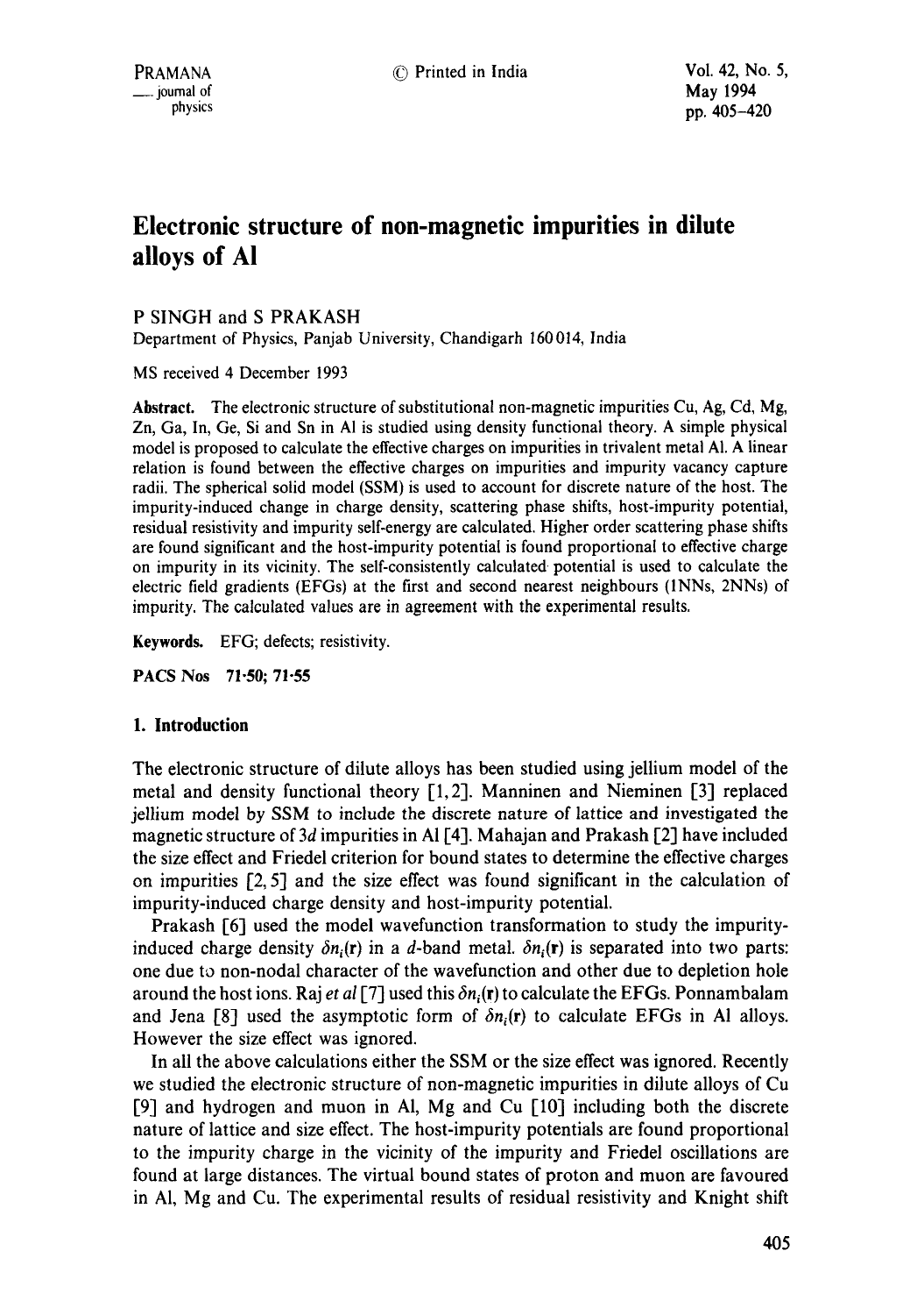# Electronic structure of non-magnetic impurities in dilute alloys of Al

P SINGH and S PRAKASH

Department of Physics, Panjab University, Chandigarh 160 014, India

MS received 4 December 1993

**Abstract.** The electronic structure of substitutional non-magnetic impurities Cu, Ag, Cd, Mg, Zn, Ga, In, Ge, Si and Sn in Al is studied using density functional theory. A simple physical model is proposed to calculate the effective charges on impurities in trivalent metal Al. A linear relation is found between the effective charges on impurities and impurity vacancy capture radii. The spherical solid model (SSM) is used to account for discrete nature of the host. The impurity-induced change in charge density, scattering phase shifts, host-impurity potential, residual resistivity and impurity self-energy are calculated. Higher order scattering phase shifts are found significant and the host-impurity potential is found proportional to effective charge on impurity in its vicinity. The self-consistently calculated potential is used to calculate the electric field gradients (EFGs) at the first and second nearest neighbours (1NNs, 2NNs) of impurity. The calculated values are in agreement with the experimental results.

**Keywords.** EFG; defects; resistivity.

**PACS Nos** 71·50; 71·55

## 1. Introduction

The electronic structure of dilute alloys has been studied using jellium model of the metal and density functional theory [1, 2]. Manninen and Nieminen [3] replaced jellium model by SSM to include the discrete nature of lattice and investigated the magnetic structure of $3d$ impurities in Al [4]. Mahajan and Prakash [2] have included the size effect and Friedel criterion for bound states to determine the effective charges on impurities [2, 5] and the size effect was found significant in the calculation of impurity-induced charge density and host-impurity potential.

Prakash [6] used the model wavefunction transformation to study the impurity-induced charge density $\delta n_i(\mathbf{r})$ in a $d$-band metal. $\delta n_i(\mathbf{r})$ is separated into two parts: one due to non-nodal character of the wavefunction and other due to depletion hole around the host ions. Raj *et al* [7] used this $\delta n_i(\mathbf{r})$ to calculate the EFGs. Ponnambalam and Jena [8] used the asymptotic form of $\delta n_i(\mathbf{r})$ to calculate EFGs in Al alloys. However the size effect was ignored.

In all the above calculations either the SSM or the size effect was ignored. Recently we studied the electronic structure of non-magnetic impurities in dilute alloys of Cu [9] and hydrogen and muon in Al, Mg and Cu [10] including both the discrete nature of lattice and size effect. The host-impurity potentials are found proportional to the impurity charge in the vicinity of the impurity and Friedel oscillations are found at large distances. The virtual bound states of proton and muon are favoured in Al, Mg and Cu. The experimental results of residual resistivity and Knight shift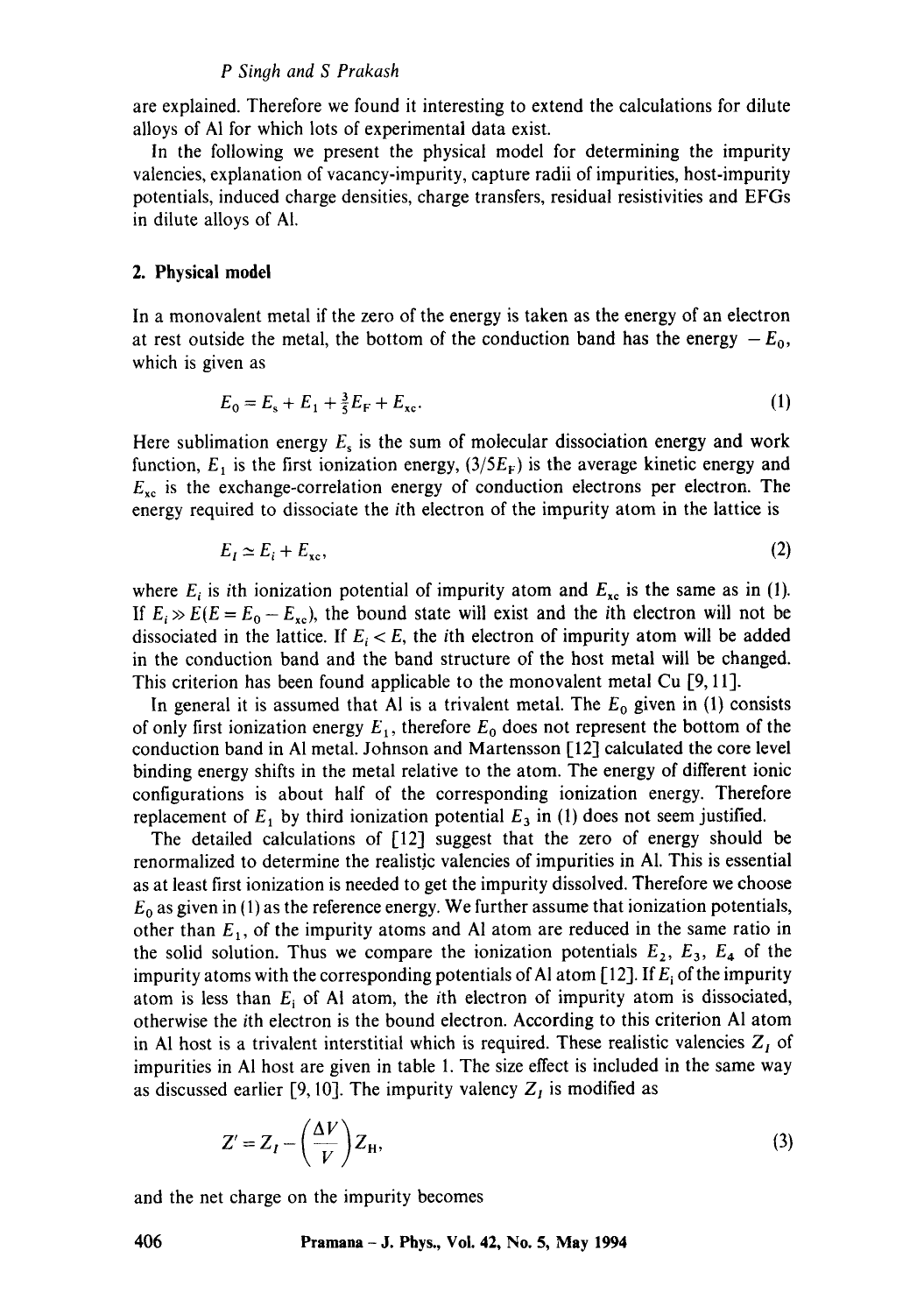are explained. Therefore we found it interesting to extend the calculations for dilute alloys of Al for which lots of experimental data exist.

In the following we present the physical model for determining the impurity valencies, explanation of vacancy-impurity, capture radii of impurities, host-impurity potentials, induced charge densities, charge transfers, residual resistivities and EFGs in dilute alloys of Al.

## 2. Physical model

In a monovalent metal if the zero of the energy is taken as the energy of an electron at rest outside the metal, the bottom of the conduction band has the energy $-E_0$, which is given as

$$E_0 = E_s + E_1 + \tfrac{3}{5}E_F + E_{xc}. \tag{1}$$

Here sublimation energy $E_s$ is the sum of molecular dissociation energy and work function, $E_1$ is the first ionization energy, $(3/5E_F)$ is the average kinetic energy and $E_{xc}$ is the exchange-correlation energy of conduction electrons per electron. The energy required to dissociate the $i$th electron of the impurity atom in the lattice is

$$E_I \simeq E_i + E_{xc}, \tag{2}$$

where $E_i$ is $i$th ionization potential of impurity atom and $E_{xc}$ is the same as in (1). If $E_i \gg E(E = E_0 - E_{xc})$, the bound state will exist and the $i$th electron will not be dissociated in the lattice. If $E_i < E$, the $i$th electron of impurity atom will be added in the conduction band and the band structure of the host metal will be changed. This criterion has been found applicable to the monovalent metal Cu [9, 11].

In general it is assumed that Al is a trivalent metal. The $E_0$ given in (1) consists of only first ionization energy $E_1$, therefore $E_0$ does not represent the bottom of the conduction band in Al metal. Johnson and Martensson [12] calculated the core level binding energy shifts in the metal relative to the atom. The energy of different ionic configurations is about half of the corresponding ionization energy. Therefore replacement of $E_1$ by third ionization potential $E_3$ in (1) does not seem justified.

The detailed calculations of [12] suggest that the zero of energy should be renormalized to determine the realistic valencies of impurities in Al. This is essential as at least first ionization is needed to get the impurity dissolved. Therefore we choose $E_0$ as given in (1) as the reference energy. We further assume that ionization potentials, other than $E_1$, of the impurity atoms and Al atom are reduced in the same ratio in the solid solution. Thus we compare the ionization potentials $E_2$, $E_3$, $E_4$ of the impurity atoms with the corresponding potentials of Al atom [12]. If $E_i$ of the impurity atom is less than $E_i$ of Al atom, the $i$th electron of impurity atom is dissociated, otherwise the $i$th electron is the bound electron. According to this criterion Al atom in Al host is a trivalent interstitial which is required. These realistic valencies $Z_I$ of impurities in Al host are given in table 1. The size effect is included in the same way as discussed earlier [9, 10]. The impurity valency $Z_I$ is modified as

$$Z' = Z_I - \left(\frac{\Delta V}{V}\right) Z_H, \tag{3}$$

and the net charge on the impurity becomes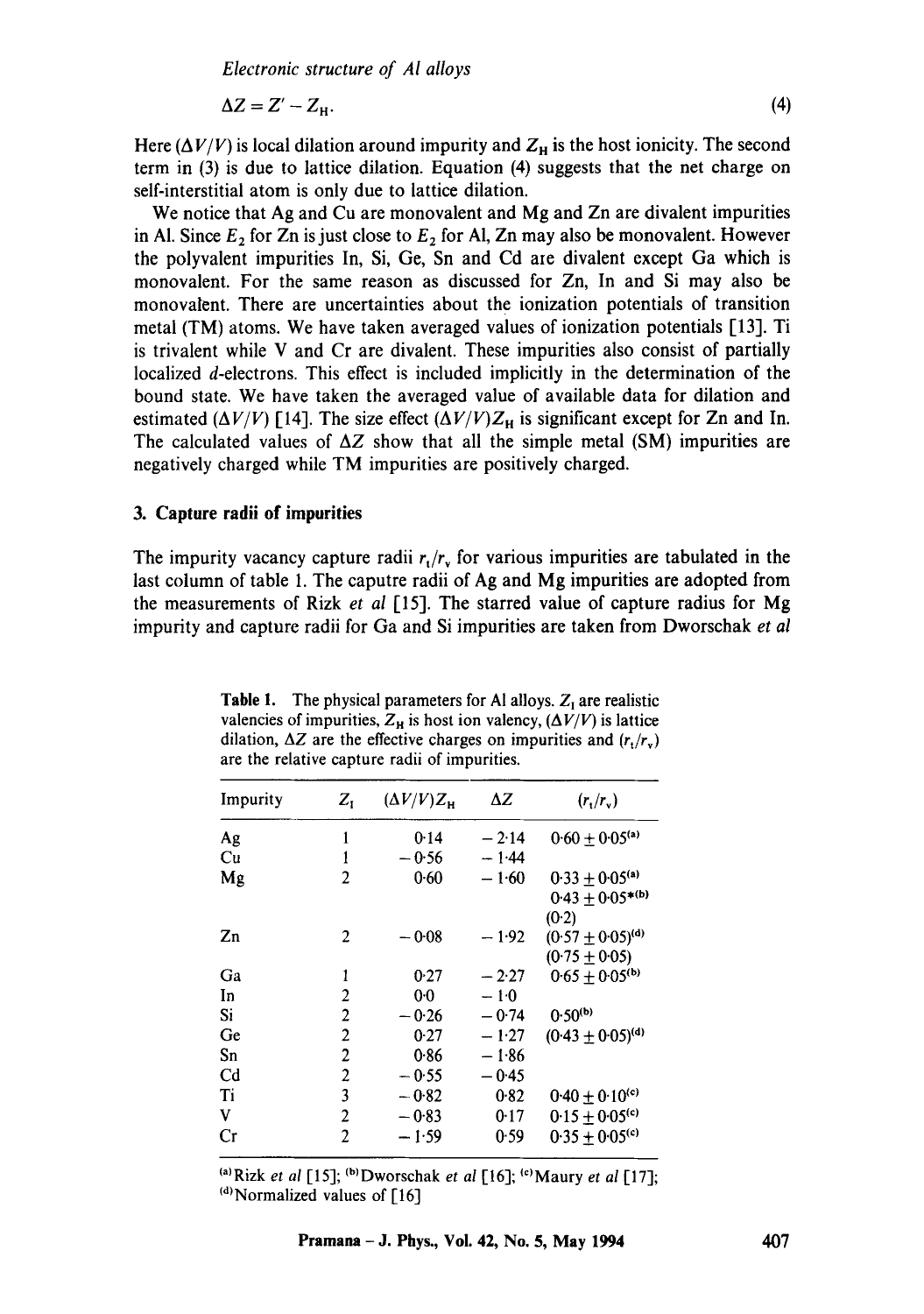$$\Delta Z = Z' - Z_H. \tag{4}$$

Here $(\Delta V/V)$ is local dilation around impurity and $Z_H$ is the host ionicity. The second term in (3) is due to lattice dilation. Equation (4) suggests that the net charge on self-interstitial atom is only due to lattice dilation.

We notice that Ag and Cu are monovalent and Mg and Zn are divalent impurities in Al. Since $E_2$ for Zn is just close to $E_2$ for Al, Zn may also be monovalent. However the polyvalent impurities In, Si, Ge, Sn and Cd are divalent except Ga which is monovalent. For the same reason as discussed for Zn, In and Si may also be monovalent. There are uncertainties about the ionization potentials of transition metal (TM) atoms. We have taken averaged values of ionization potentials [13]. Ti is trivalent while V and Cr are divalent. These impurities also consist of partially localized $d$-electrons. This effect is included implicitly in the determination of the bound state. We have taken the averaged value of available data for dilation and estimated $(\Delta V/V)$ [14]. The size effect $(\Delta V/V)Z_H$ is significant except for Zn and In. The calculated values of $\Delta Z$ show that all the simple metal (SM) impurities are negatively charged while TM impurities are positively charged.

## 3. Capture radii of impurities

The impurity vacancy capture radii $r_t/r_v$ for various impurities are tabulated in the last column of table 1. The caputre radii of Ag and Mg impurities are adopted from the measurements of Rizk *et al* [15]. The starred value of capture radius for Mg impurity and capture radii for Ga and Si impurities are taken from Dworschak *et al*

**Table 1.** The physical parameters for Al alloys. $Z_I$ are realistic valencies of impurities, $Z_H$ is host ion valency, $(\Delta V/V)$ is lattice dilation, $\Delta Z$ are the effective charges on impurities and $(r_t/r_v)$ are the relative capture radii of impurities.

| Impurity | $Z_I$ | $(\Delta V/V)Z_H$ | $\Delta Z$ | $(r_t/r_v)$ |
|---|---|---|---|---|
| Ag | 1 | 0·14 | −2·14 | $0{\cdot}60 \pm 0{\cdot}05$ [a] |
| Cu | 1 | −0·56 | −1·44 | |
| Mg | 2 | 0·60 | −1·60 | $0{\cdot}33 \pm 0{\cdot}05$ [a] |
| | | | | $0{\cdot}43 \pm 0{\cdot}05$* [b] |
| | | | | (0·2) |
| Zn | 2 | −0·08 | −1·92 | $(0{\cdot}57 \pm 0{\cdot}05)$ [d] |
| | | | | $(0{\cdot}75 \pm 0{\cdot}05)$ |
| Ga | 1 | 0·27 | −2·27 | $0{\cdot}65 \pm 0{\cdot}05$ [b] |
| In | 2 | 0·0 | −1·0 | |
| Si | 2 | −0·26 | −0·74 | 0·50 [b] |
| Ge | 2 | 0·27 | −1·27 | $(0{\cdot}43 \pm 0{\cdot}05)$ [d] |
| Sn | 2 | 0·86 | −1·86 | |
| Cd | 2 | −0·55 | −0·45 | |
| Ti | 3 | −0·82 | 0·82 | $0{\cdot}40 \pm 0{\cdot}10$ [c] |
| V | 2 | −0·83 | 0·17 | $0{\cdot}15 \pm 0{\cdot}05$ [c] |
| Cr | 2 | −1·59 | 0·59 | $0{\cdot}35 \pm 0{\cdot}05$ [c] |

[a] Rizk *et al* [15]; [b] Dworschak *et al* [16]; [c] Maury *et al* [17]; [d] Normalized values of [16]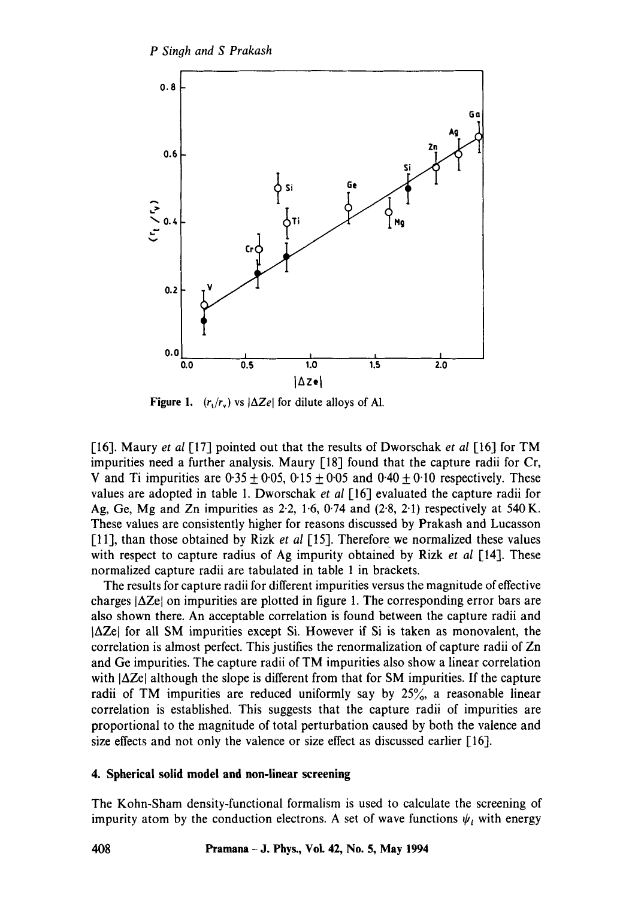Figure 1. $(r_t/r_v)$ vs $|\Delta Ze|$ for dilute alloys of Al.

[16]. Maury *et al* [17] pointed out that the results of Dworschak *et al* [16] for TM impurities need a further analysis. Maury [18] found that the capture radii for Cr, V and Ti impurities are $0{\cdot}35 \pm 0{\cdot}05$, $0{\cdot}15 \pm 0{\cdot}05$ and $0{\cdot}40 \pm 0{\cdot}10$ respectively. These values are adopted in table 1. Dworschak *et al* [16] evaluated the capture radii for Ag, Ge, Mg and Zn impurities as 2·2, 1·6, 0·74 and (2·8, 2·1) respectively at 540 K. These values are consistently higher for reasons discussed by Prakash and Lucasson [11], than those obtained by Rizk *et al* [15]. Therefore we normalized these values with respect to capture radius of Ag impurity obtained by Rizk *et al* [14]. These normalized capture radii are tabulated in table 1 in brackets.

The results for capture radii for different impurities versus the magnitude of effective charges $|\Delta Ze|$ on impurities are plotted in figure 1. The corresponding error bars are also shown there. An acceptable correlation is found between the capture radii and $|\Delta Ze|$ for all SM impurities except Si. However if Si is taken as monovalent, the correlation is almost perfect. This justifies the renormalization of capture radii of Zn and Ge impurities. The capture radii of TM impurities also show a linear correlation with $|\Delta Ze|$ although the slope is different from that for SM impurities. If the capture radii of TM impurities are reduced uniformly say by 25%, a reasonable linear correlation is established. This suggests that the capture radii of impurities are proportional to the magnitude of total perturbation caused by both the valence and size effects and not only the valence or size effect as discussed earlier [16].

## 4. Spherical solid model and non-linear screening

The Kohn-Sham density-functional formalism is used to calculate the screening of impurity atom by the conduction electrons. A set of wave functions $\psi_i$ with energy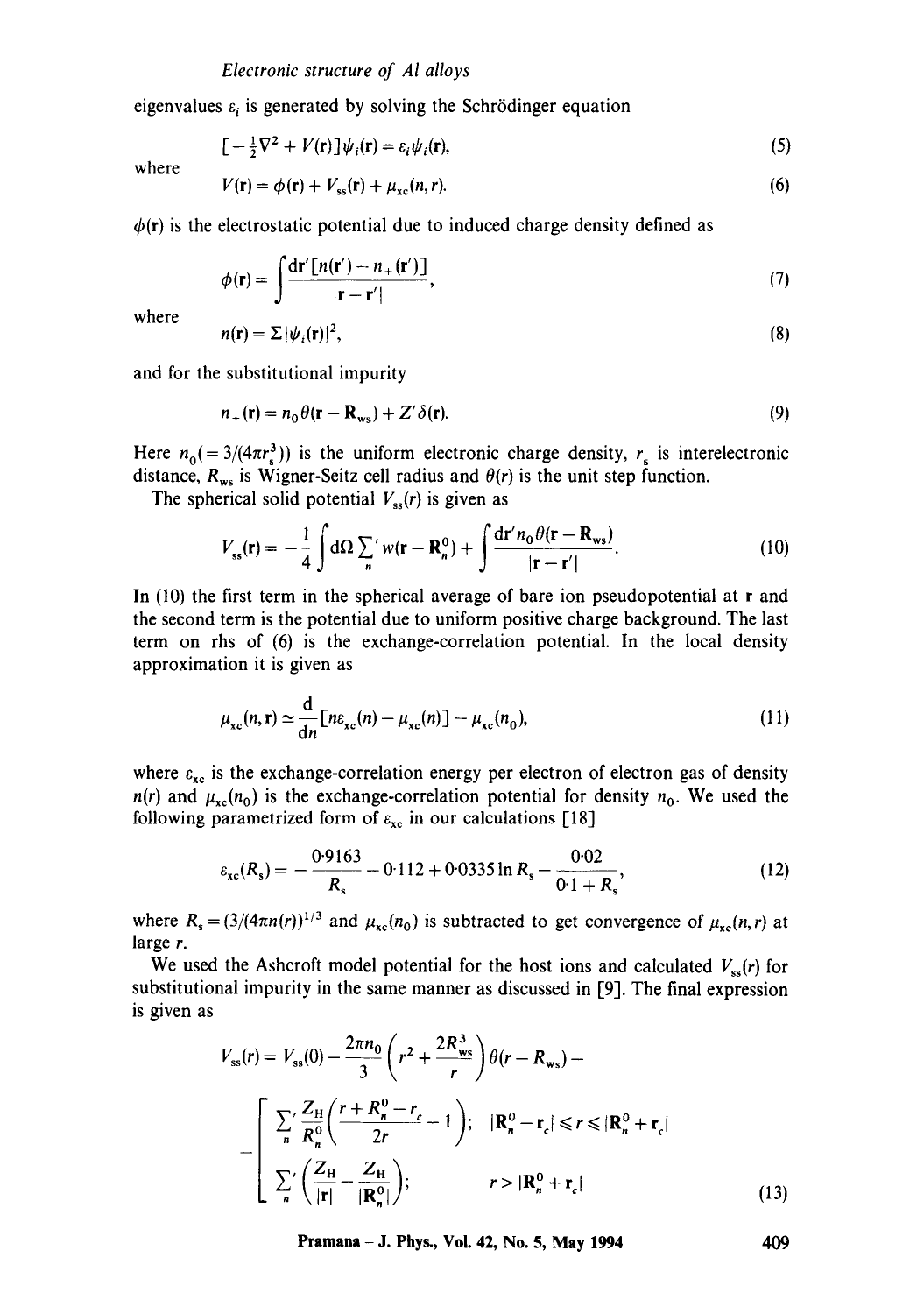eigenvalues $\varepsilon_i$ is generated by solving the Schrödinger equation

$$[-\tfrac{1}{2}\nabla^2 + V(\mathbf{r})]\psi_i(\mathbf{r}) = \varepsilon_i \psi_i(\mathbf{r}), \tag{5}$$

where

$$V(\mathbf{r}) = \phi(\mathbf{r}) + V_{ss}(\mathbf{r}) + \mu_{xc}(n, r). \tag{6}$$

$\phi(\mathbf{r})$ is the electrostatic potential due to induced charge density defined as

$$\phi(\mathbf{r}) = \int \frac{\mathrm{d}\mathbf{r}'[n(\mathbf{r}') - n_+(\mathbf{r}')]}{|\mathbf{r} - \mathbf{r}'|}, \tag{7}$$

where

$$n(\mathbf{r}) = \Sigma |\psi_i(\mathbf{r})|^2, \tag{8}$$

and for the substitutional impurity

$$n_+(\mathbf{r}) = n_0 \theta(\mathbf{r} - \mathbf{R}_{ws}) + Z'\delta(\mathbf{r}). \tag{9}$$

Here $n_0 (= 3/(4\pi r_s^3))$ is the uniform electronic charge density, $r_s$ is interelectronic distance, $R_{ws}$ is Wigner-Seitz cell radius and $\theta(r)$ is the unit step function.

The spherical solid potential $V_{ss}(r)$ is given as

$$V_{ss}(\mathbf{r}) = -\frac{1}{4}\int \mathrm{d}\Omega \sum_n{}' w(\mathbf{r} - \mathbf{R}_n^0) + \int \frac{\mathrm{d}\mathbf{r}' n_0 \theta(\mathbf{r} - \mathbf{R}_{ws})}{|\mathbf{r} - \mathbf{r}'|}. \tag{10}$$

In (10) the first term in the spherical average of bare ion pseudopotential at $\mathbf{r}$ and the second term is the potential due to uniform positive charge background. The last term on rhs of (6) is the exchange-correlation potential. In the local density approximation it is given as

$$\mu_{xc}(n, r) \simeq \frac{\mathrm{d}}{\mathrm{d}n}[n\varepsilon_{xc}(n) - \mu_{xc}(n)] - \mu_{xc}(n_0), \tag{11}$$

where $\varepsilon_{xc}$ is the exchange-correlation energy per electron of electron gas of density $n(r)$ and $\mu_{xc}(n_0)$ is the exchange-correlation potential for density $n_0$. We used the following parametrized form of $\varepsilon_{xc}$ in our calculations [18]

$$\varepsilon_{xc}(R_s) = -\frac{0{\cdot}9163}{R_s} - 0{\cdot}112 + 0{\cdot}0335 \ln R_s - \frac{0{\cdot}02}{0{\cdot}1 + R_s}, \tag{12}$$

where $R_s = (3/(4\pi n(r))^{1/3}$ and $\mu_{xc}(n_0)$ is subtracted to get convergence of $\mu_{xc}(n, r)$ at large $r$.

We used the Ashcroft model potential for the host ions and calculated $V_{ss}(r)$ for substitutional impurity in the same manner as discussed in [9]. The final expression is given as

$$V_{ss}(r) = V_{ss}(0) - \frac{2\pi n_0}{3}\left(r^2 + \frac{2R_{ws}^3}{r}\right)\theta(r - R_{ws}) - \left[\begin{array}{ll} \sum_n{}' \dfrac{Z_H}{R_n^0}\left(\dfrac{r + R_n^0 - r_c}{2r} - 1\right); & |\mathbf{R}_n^0 - \mathbf{r}_c| \leqslant r \leqslant |\mathbf{R}_n^0 + \mathbf{r}_c| \\ \sum_n{}' \left(\dfrac{Z_H}{|\mathbf{r}|} - \dfrac{Z_H}{|\mathbf{R}_n^0|}\right); & r > |\mathbf{R}_n^0 + \mathbf{r}_c| \end{array}\right. \tag{13}$$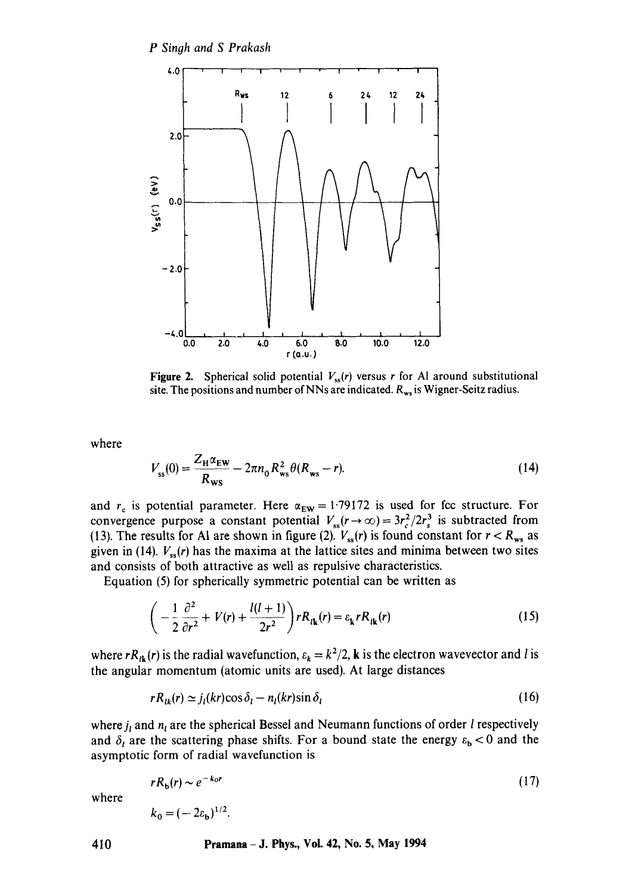Figure 2. Spherical solid potential $V_{ss}(r)$ versus $r$ for Al around substitutional site. The positions and number of NNs are indicated. $R_{ws}$ is Wigner-Seitz radius.

where

$$V_{ss}(0) = \frac{Z_H \alpha_{EW}}{R_{ws}} - 2\pi n_0 R_{ws}^2 \theta(R_{ws} - r). \tag{14}$$

and $r_c$ is potential parameter. Here $\alpha_{EW} = 1{\cdot}79172$ is used for fcc structure. For convergence purpose a constant potential $V_{ss}(r \to \infty) = 3r_c^2/2r_s^3$ is subtracted from (13). The results for Al are shown in figure (2). $V_{ss}(r)$ is found constant for $r < R_{ws}$ as given in (14). $V_{ss}(r)$ has the maxima at the lattice sites and minima between two sites and consists of both attractive as well as repulsive characteristics.

Equation (5) for spherically symmetric potential can be written as

$$\left( -\frac{1}{2}\frac{\partial^2}{\partial r^2} + V(r) + \frac{l(l+1)}{2r^2} \right) rR_{lk}(r) = \varepsilon_k rR_{lk}(r) \tag{15}$$

where $rR_{lk}(r)$ is the radial wavefunction, $\varepsilon_k = k^2/2$, $\mathbf{k}$ is the electron wavevector and $l$ is the angular momentum (atomic units are used). At large distances

$$rR_{lk}(r) \simeq j_l(kr)\cos\delta_l - n_l(kr)\sin\delta_l \tag{16}$$

where $j_l$ and $n_l$ are the spherical Bessel and Neumann functions of order $l$ respectively and $\delta_l$ are the scattering phase shifts. For a bound state the energy $\varepsilon_b < 0$ and the asymptotic form of radial wavefunction is

$$rR_b(r) \sim e^{-k_0 r} \tag{17}$$

where

$$k_0 = (-2\varepsilon_b)^{1/2}.$$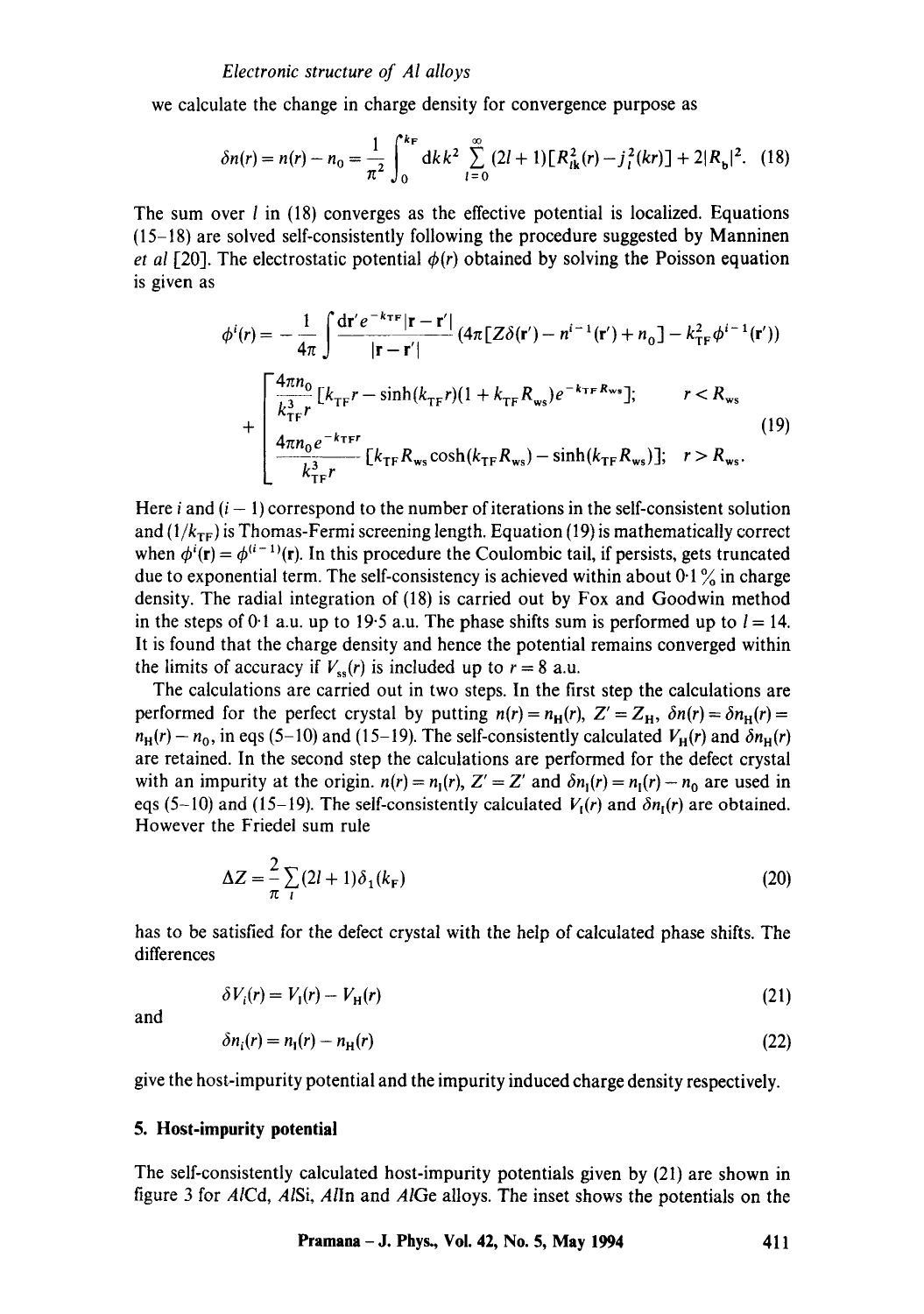we calculate the change in charge density for convergence purpose as

$$\delta n(r) = n(r) - n_0 = \frac{1}{\pi^2}\int_0^{k_F} \mathrm{d}k k^2 \sum_{l=0}^{\infty} (2l+1)[R_{lk}^2(r) - j_l^2(kr)] + 2|R_b|^2. \quad (18)$$

The sum over $l$ in (18) converges as the effective potential is localized. Equations (15–18) are solved self-consistently following the procedure suggested by Manninen *et al* [20]. The electrostatic potential $\phi(r)$ obtained by solving the Poisson equation is given as

$$\phi^i(r) = -\frac{1}{4\pi}\int \frac{\mathrm{d}\mathbf{r}' e^{-k_{TF}|\mathbf{r}-\mathbf{r}'|}}{|\mathbf{r}-\mathbf{r}'|}(4\pi[Z\delta(\mathbf{r}') - n^{i-1}(\mathbf{r}') + n_0] - k_{TF}^2\phi^{i-1}(\mathbf{r}'))$$

$$+\begin{bmatrix} \dfrac{4\pi n_0}{k_{TF}^3 r}[k_{TF}r - \sinh(k_{TF}r)(1 + k_{TF}R_{ws})e^{-k_{TF}R_{ws}}]; & r < R_{ws} \\ \dfrac{4\pi n_0 e^{-k_{TF}r}}{k_{TF}^3 r}[k_{TF}R_{ws}\cosh(k_{TF}R_{ws}) - \sinh(k_{TF}R_{ws})]; & r > R_{ws}. \end{bmatrix} \quad (19)$$

Here $i$ and $(i-1)$ correspond to the number of iterations in the self-consistent solution and $(1/k_{TF})$ is Thomas-Fermi screening length. Equation (19) is mathematically correct when $\phi^i(\mathbf{r}) = \phi^{(i-1)}(\mathbf{r})$. In this procedure the Coulombic tail, if persists, gets truncated due to exponential term. The self-consistency is achieved within about 0·1% in charge density. The radial integration of (18) is carried out by Fox and Goodwin method in the steps of 0·1 a.u. up to 19·5 a.u. The phase shifts sum is performed up to $l = 14$. It is found that the charge density and hence the potential remains converged within the limits of accuracy if $V_{ss}(r)$ is included up to $r = 8$ a.u.

The calculations are carried out in two steps. In the first step the calculations are performed for the perfect crystal by putting $n(r) = n_H(r)$, $Z' = Z_H$, $\delta n(r) = \delta n_H(r) = n_H(r) - n_0$, in eqs (5–10) and (15–19). The self-consistently calculated $V_H(r)$ and $\delta n_H(r)$ are retained. In the second step the calculations are performed for the defect crystal with an impurity at the origin. $n(r) = n_I(r)$, $Z' = Z'$ and $\delta n_I(r) = n_I(r) - n_0$ are used in eqs (5–10) and (15–19). The self-consistently calculated $V_I(r)$ and $\delta n_I(r)$ are obtained. However the Friedel sum rule

$$\Delta Z = \frac{2}{\pi}\sum_l (2l+1)\delta_1(k_F) \quad (20)$$

has to be satisfied for the defect crystal with the help of calculated phase shifts. The differences

$$\delta V_i(r) = V_I(r) - V_H(r) \quad (21)$$

and

$$\delta n_i(r) = n_I(r) - n_H(r) \quad (22)$$

give the host-impurity potential and the impurity induced charge density respectively.

## 5. Host-impurity potential

The self-consistently calculated host-impurity potentials given by (21) are shown in figure 3 for *Al*Cd, *Al*Si, *Al*In and *Al*Ge alloys. The inset shows the potentials on the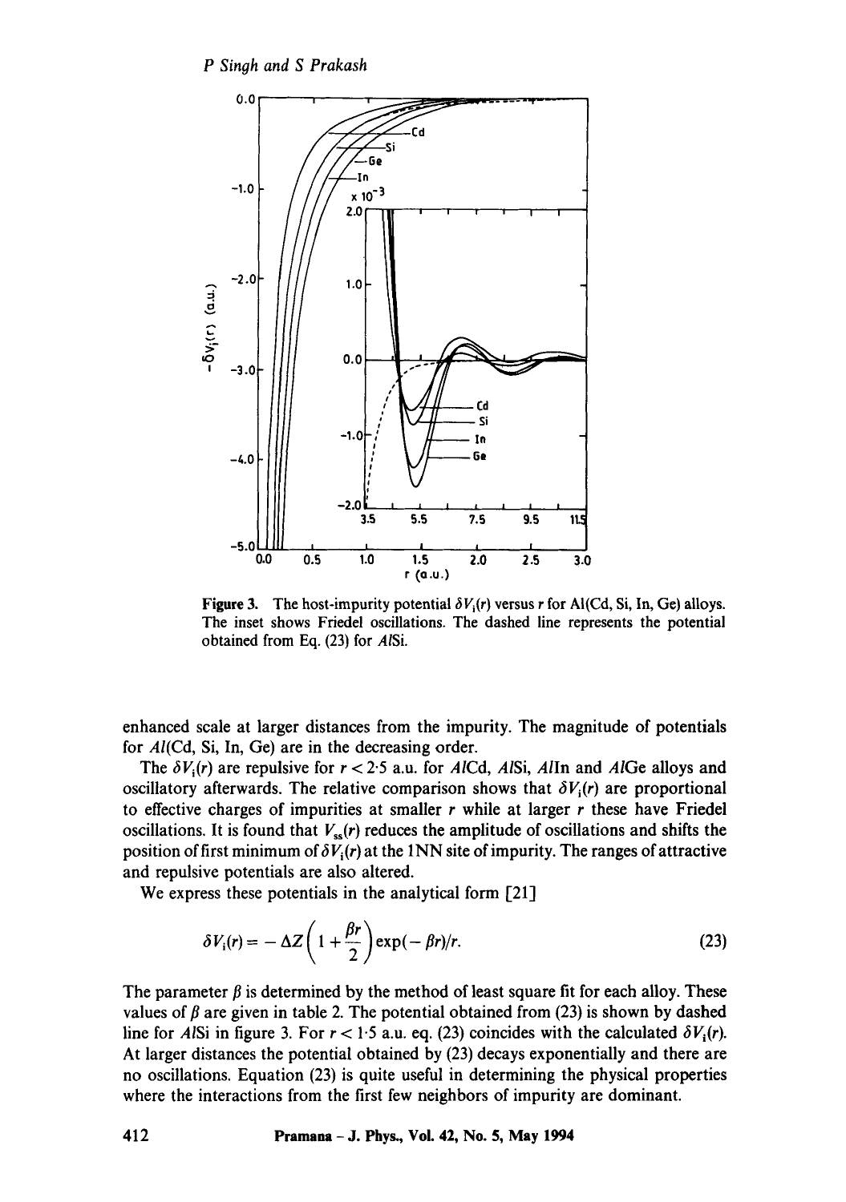**Figure 3.** The host-impurity potential $\delta V_i(r)$ versus $r$ for Al(Cd, Si, In, Ge) alloys. The inset shows Friedel oscillations. The dashed line represents the potential obtained from Eq. (23) for *Al*Si.

enhanced scale at larger distances from the impurity. The magnitude of potentials for *Al*(Cd, Si, In, Ge) are in the decreasing order.

The $\delta V_i(r)$ are repulsive for $r < 2{\cdot}5$ a.u. for *Al*Cd, *Al*Si, *Al*In and *Al*Ge alloys and oscillatory afterwards. The relative comparison shows that $\delta V_i(r)$ are proportional to effective charges of impurities at smaller $r$ while at larger $r$ these have Friedel oscillations. It is found that $V_{ss}(r)$ reduces the amplitude of oscillations and shifts the position of first minimum of $\delta V_i(r)$ at the 1NN site of impurity. The ranges of attractive and repulsive potentials are also altered.

We express these potentials in the analytical form [21]

$$\delta V_i(r) = -\Delta Z\left(1 + \frac{\beta r}{2}\right)\exp(-\beta r)/r. \tag{23}$$

The parameter $\beta$ is determined by the method of least square fit for each alloy. These values of $\beta$ are given in table 2. The potential obtained from (23) is shown by dashed line for *Al*Si in figure 3. For $r < 1{\cdot}5$ a.u. eq. (23) coincides with the calculated $\delta V_i(r)$. At larger distances the potential obtained by (23) decays exponentially and there are no oscillations. Equation (23) is quite useful in determining the physical properties where the interactions from the first few neighbors of impurity are dominant.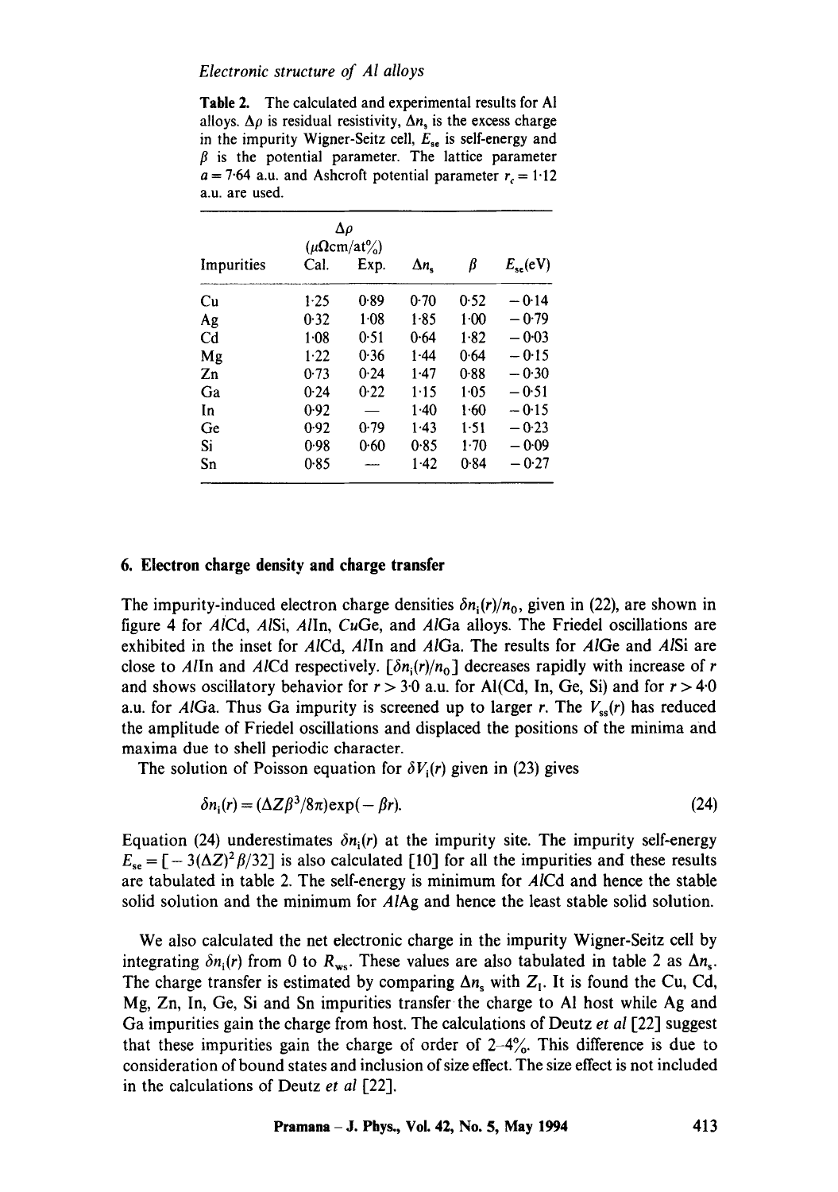**Table 2.** The calculated and experimental results for Al alloys. $\Delta\rho$ is residual resistivity, $\Delta n_s$ is the excess charge in the impurity Wigner-Seitz cell, $E_{se}$ is self-energy and $\beta$ is the potential parameter. The lattice parameter $a = 7{\cdot}64$ a.u. and Ashcroft potential parameter $r_c = 1{\cdot}12$ a.u. are used.

| Impurities | $\Delta\rho$ ($\mu\Omega$cm/at%) Cal. | Exp. | $\Delta n_s$ | $\beta$ | $E_{se}$(eV) |
|---|---|---|---|---|---|
| Cu | 1·25 | 0·89 | 0·70 | 0·52 | −0·14 |
| Ag | 0·32 | 1·08 | 1·85 | 1·00 | −0·79 |
| Cd | 1·08 | 0·51 | 0·64 | 1·82 | −0·03 |
| Mg | 1·22 | 0·36 | 1·44 | 0·64 | −0·15 |
| Zn | 0·73 | 0·24 | 1·47 | 0·88 | −0·30 |
| Ga | 0·24 | 0·22 | 1·15 | 1·05 | −0·51 |
| In | 0·92 | — | 1·40 | 1·60 | −0·15 |
| Ge | 0·92 | 0·79 | 1·43 | 1·51 | −0·23 |
| Si | 0·98 | 0·60 | 0·85 | 1·70 | −0·09 |
| Sn | 0·85 | — | 1·42 | 0·84 | −0·27 |

## 6. Electron charge density and charge transfer

The impurity-induced electron charge densities $\delta n_i(r)/n_0$, given in (22), are shown in figure 4 for *Al*Cd, *Al*Si, *Al*In, *Cu*Ge, and *Al*Ga alloys. The Friedel oscillations are exhibited in the inset for *Al*Cd, *Al*In and *Al*Ga. The results for *Al*Ge and *Al*Si are close to *Al*In and *Al*Cd respectively. $[\delta n_i(r)/n_0]$ decreases rapidly with increase of $r$ and shows oscillatory behavior for $r > 3{\cdot}0$ a.u. for Al(Cd, In, Ge, Si) and for $r > 4{\cdot}0$ a.u. for *Al*Ga. Thus Ga impurity is screened up to larger $r$. The $V_{ss}(r)$ has reduced the amplitude of Friedel oscillations and displaced the positions of the minima and maxima due to shell periodic character.

The solution of Poisson equation for $\delta V_i(r)$ given in (23) gives

$$\delta n_i(r) = (\Delta Z \beta^3/8\pi)\exp(-\beta r). \tag{24}$$

Equation (24) underestimates $\delta n_i(r)$ at the impurity site. The impurity self-energy $E_{se} = [-3(\Delta Z)^2 \beta/32]$ is also calculated [10] for all the impurities and these results are tabulated in table 2. The self-energy is minimum for *Al*Cd and hence the stable solid solution and the minimum for *Al*Ag and hence the least stable solid solution.

We also calculated the net electronic charge in the impurity Wigner-Seitz cell by integrating $\delta n_i(r)$ from 0 to $R_{ws}$. These values are also tabulated in table 2 as $\Delta n_s$. The charge transfer is estimated by comparing $\Delta n_s$ with $Z_I$. It is found the Cu, Cd, Mg, Zn, In, Ge, Si and Sn impurities transfer the charge to Al host while Ag and Ga impurities gain the charge from host. The calculations of Deutz *et al* [22] suggest that these impurities gain the charge of order of 2–4%. This difference is due to consideration of bound states and inclusion of size effect. The size effect is not included in the calculations of Deutz *et al* [22].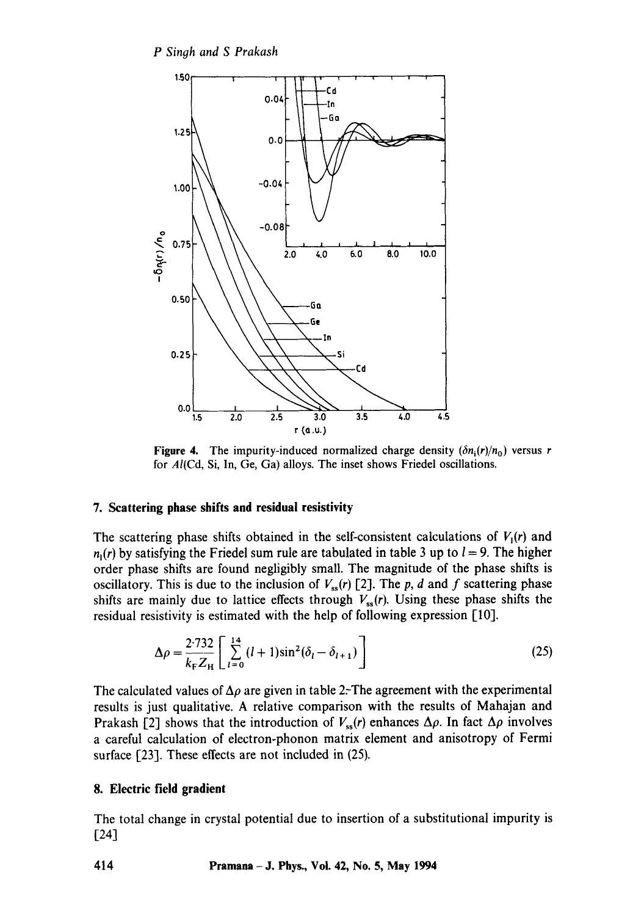**Figure 4.** The impurity-induced normalized charge density ($\delta n_i(r)/n_0$) versus $r$ for $Al$(Cd, Si, In, Ge, Ga) alloys. The inset shows Friedel oscillations.

## 7. Scattering phase shifts and residual resistivity

The scattering phase shifts obtained in the self-consistent calculations of $V_i(r)$ and $n_i(r)$ by satisfying the Friedel sum rule are tabulated in table 3 up to $l = 9$. The higher order phase shifts are found negligibly small. The magnitude of the phase shifts is oscillatory. This is due to the inclusion of $V_{ss}(r)$ [2]. The $p$, $d$ and $f$ scattering phase shifts are mainly due to lattice effects through $V_{ss}(r)$. Using these phase shifts the residual resistivity is estimated with the help of following expression [10].

$$\Delta\rho = \frac{2{\cdot}732}{k_F Z_H}\left[\sum_{l=0}^{14}(l+1)\sin^2(\delta_l - \delta_{l+1})\right] \tag{25}$$

The calculated values of $\Delta\rho$ are given in table 2. The agreement with the experimental results is just qualitative. A relative comparison with the results of Mahajan and Prakash [2] shows that the introduction of $V_{ss}(r)$ enhances $\Delta\rho$. In fact $\Delta\rho$ involves a careful calculation of electron-phonon matrix element and anisotropy of Fermi surface [23]. These effects are not included in (25).

## 8. Electric field gradient

The total change in crystal potential due to insertion of a substitutional impurity is [24]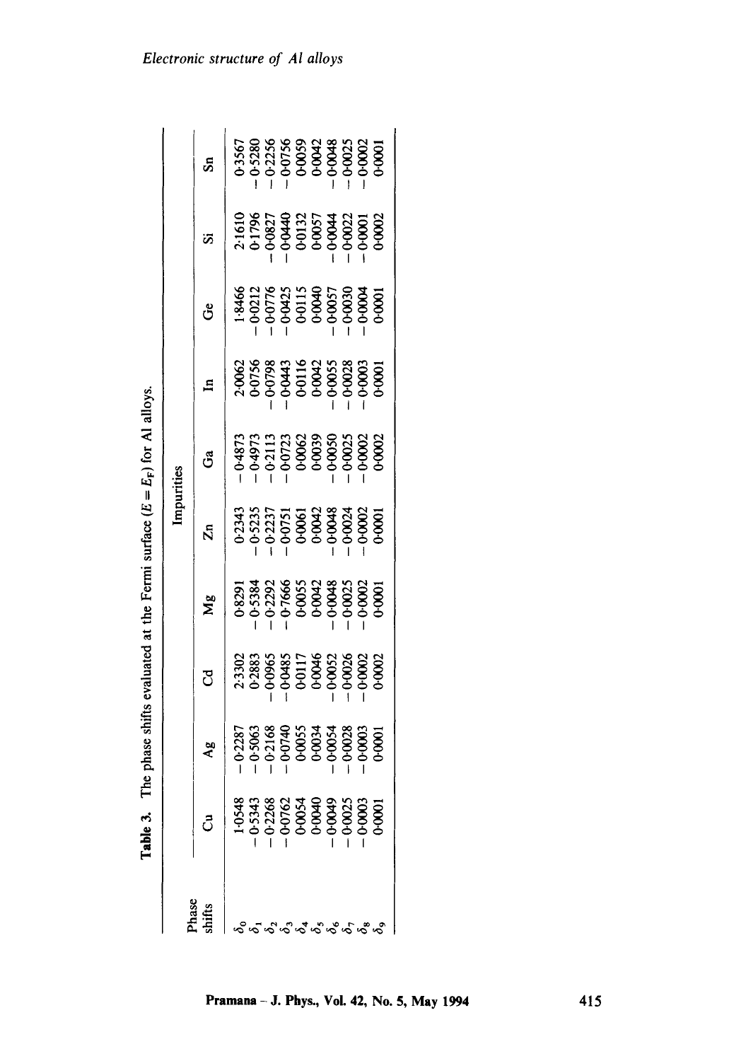**Table 3.** The phase shifts evaluated at the Fermi surface ($E = E_F$) for Al alloys.

| Phase shifts | Impurities | | | | | | | | | |
|---|---|---|---|---|---|---|---|---|---|---|
| | Cu | Ag | Cd | Mg | Zn | Ga | In | Ge | Si | Sn |
| $\delta_0$ | 1·0548 | −0·2287 | 2·3302 | 0·8291 | 0·2343 | −0·4873 | 2·0062 | 1·8466 | 2·1610 | 0·3567 |
| $\delta_1$ | −0·5343 | −0·5063 | 0·2883 | −0·5384 | −0·5235 | −0·4973 | 0·0756 | −0·0212 | 0·1796 | −0·5280 |
| $\delta_2$ | −0·2268 | −0·2168 | −0·0965 | −0·2292 | −0·2237 | −0·2113 | −0·0798 | −0·0776 | −0·0827 | −0·2256 |
| $\delta_3$ | −0·0762 | −0·0740 | −0·0485 | −0·7666 | −0·0751 | −0·0723 | −0·0443 | −0·0425 | −0·0440 | −0·0756 |
| $\delta_4$ | 0·0054 | 0·0055 | 0·0117 | 0·0055 | 0·0061 | 0·0062 | 0·0116 | 0·0115 | 0·0132 | 0·0059 |
| $\delta_5$ | 0·0040 | 0·0034 | 0·0046 | 0·0042 | 0·0042 | 0·0039 | 0·0042 | 0·0040 | 0·0057 | 0·0042 |
| $\delta_6$ | −0·0049 | −0·0054 | −0·0052 | −0·0048 | −0·0048 | −0·0050 | −0·0055 | −0·0057 | −0·0044 | −0·0048 |
| $\delta_7$ | −0·0025 | −0·0028 | −0·0026 | −0·0025 | −0·0024 | −0·0025 | −0·0028 | −0·0030 | −0·0022 | −0·0025 |
| $\delta_8$ | −0·0003 | −0·0003 | −0·0002 | −0·0002 | −0·0002 | −0·0002 | −0·0003 | −0·0004 | −0·0001 | −0·0002 |
| $\delta_9$ | 0·0001 | 0·0001 | 0·0002 | 0·0001 | 0·0001 | 0·0002 | 0·0001 | 0·0001 | 0·0002 | 0·0001 |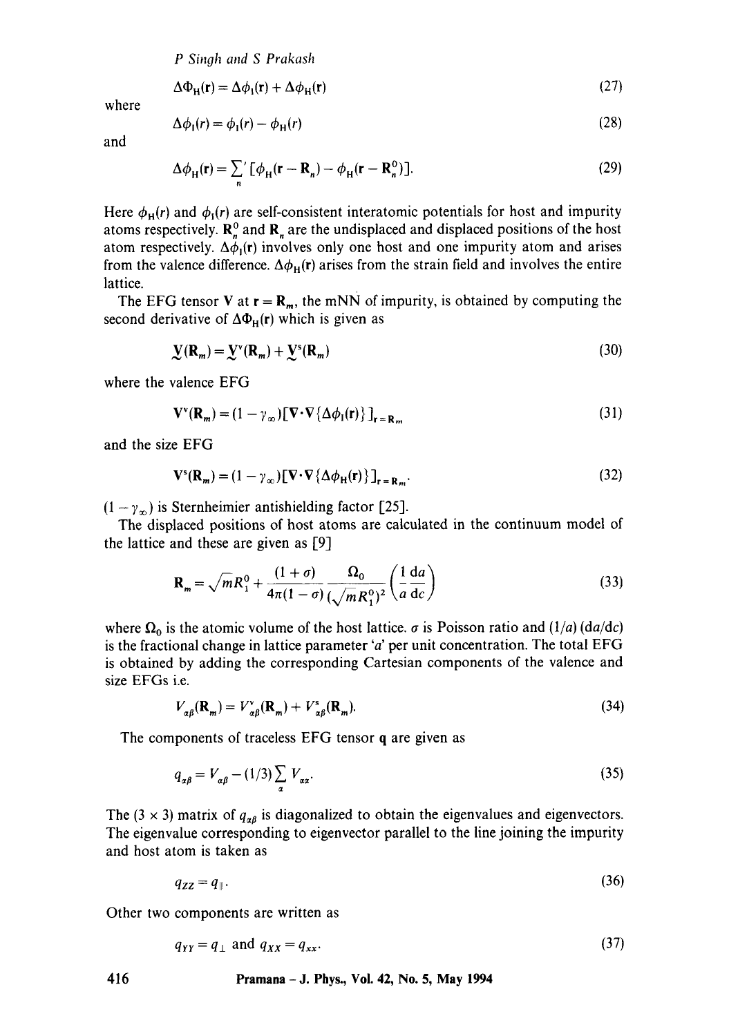$$\Delta\Phi_H(\mathbf{r}) = \Delta\phi_I(\mathbf{r}) + \Delta\phi_H(\mathbf{r}) \tag{27}$$

where

$$\Delta\phi_I(r) = \phi_I(r) - \phi_H(r) \tag{28}$$

and

$$\Delta\phi_H(\mathbf{r}) = \sum_n{}' [\phi_H(\mathbf{r} - \mathbf{R}_n) - \phi_H(\mathbf{r} - \mathbf{R}_n^0)]. \tag{29}$$

Here $\phi_H(r)$ and $\phi_I(r)$ are self-consistent interatomic potentials for host and impurity atoms respectively. $\mathbf{R}_n^0$ and $\mathbf{R}_n$ are the undisplaced and displaced positions of the host atom respectively. $\Delta\phi_I(\mathbf{r})$ involves only one host and one impurity atom and arises from the valence difference. $\Delta\phi_H(\mathbf{r})$ arises from the strain field and involves the entire lattice.

The EFG tensor $\mathbf{V}$ at $\mathbf{r} = \mathbf{R}_m$, the mNN of impurity, is obtained by computing the second derivative of $\Delta\Phi_H(\mathbf{r})$ which is given as

$$\underset{\sim}{V}(\mathbf{R}_m) = \underset{\sim}{V}^v(\mathbf{R}_m) + \underset{\sim}{V}^s(\mathbf{R}_m) \tag{30}$$

where the valence EFG

$$\mathbf{V}^v(\mathbf{R}_m) = (1 - \gamma_\infty)[\nabla \cdot \nabla\{\Delta\phi_I(\mathbf{r})\}]_{\mathbf{r}=\mathbf{R}_m} \tag{31}$$

and the size EFG

$$\mathbf{V}^s(\mathbf{R}_m) = (1 - \gamma_\infty)[\nabla \cdot \nabla\{\Delta\phi_H(\mathbf{r})\}]_{\mathbf{r}=\mathbf{R}_m}. \tag{32}$$

$(1 - \gamma_\infty)$ is Sternheimier antishielding factor [25].

The displaced positions of host atoms are calculated in the continuum model of the lattice and these are given as [9]

$$\mathbf{R}_m = \sqrt{m}R_1^0 + \frac{(1+\sigma)}{4\pi(1-\sigma)} \frac{\Omega_0}{(\sqrt{m}R_1^0)^2} \left(\frac{1}{a}\frac{da}{dc}\right) \tag{33}$$

where $\Omega_0$ is the atomic volume of the host lattice. $\sigma$ is Poisson ratio and $(1/a)(da/dc)$ is the fractional change in lattice parameter '$a$' per unit concentration. The total EFG is obtained by adding the corresponding Cartesian components of the valence and size EFGs i.e.

$$V_{\alpha\beta}(\mathbf{R}_m) = V_{\alpha\beta}^v(\mathbf{R}_m) + V_{\alpha\beta}^s(\mathbf{R}_m). \tag{34}$$

The components of traceless EFG tensor $\mathbf{q}$ are given as

$$q_{\alpha\beta} = V_{\alpha\beta} - (1/3)\sum_\alpha V_{\alpha\alpha}. \tag{35}$$

The $(3 \times 3)$ matrix of $q_{\alpha\beta}$ is diagonalized to obtain the eigenvalues and eigenvectors. The eigenvalue corresponding to eigenvector parallel to the line joining the impurity and host atom is taken as

$$q_{ZZ} = q_\parallel. \tag{36}$$

Other two components are written as

$$q_{YY} = q_\perp \text{ and } q_{XX} = q_{xx}. \tag{37}$$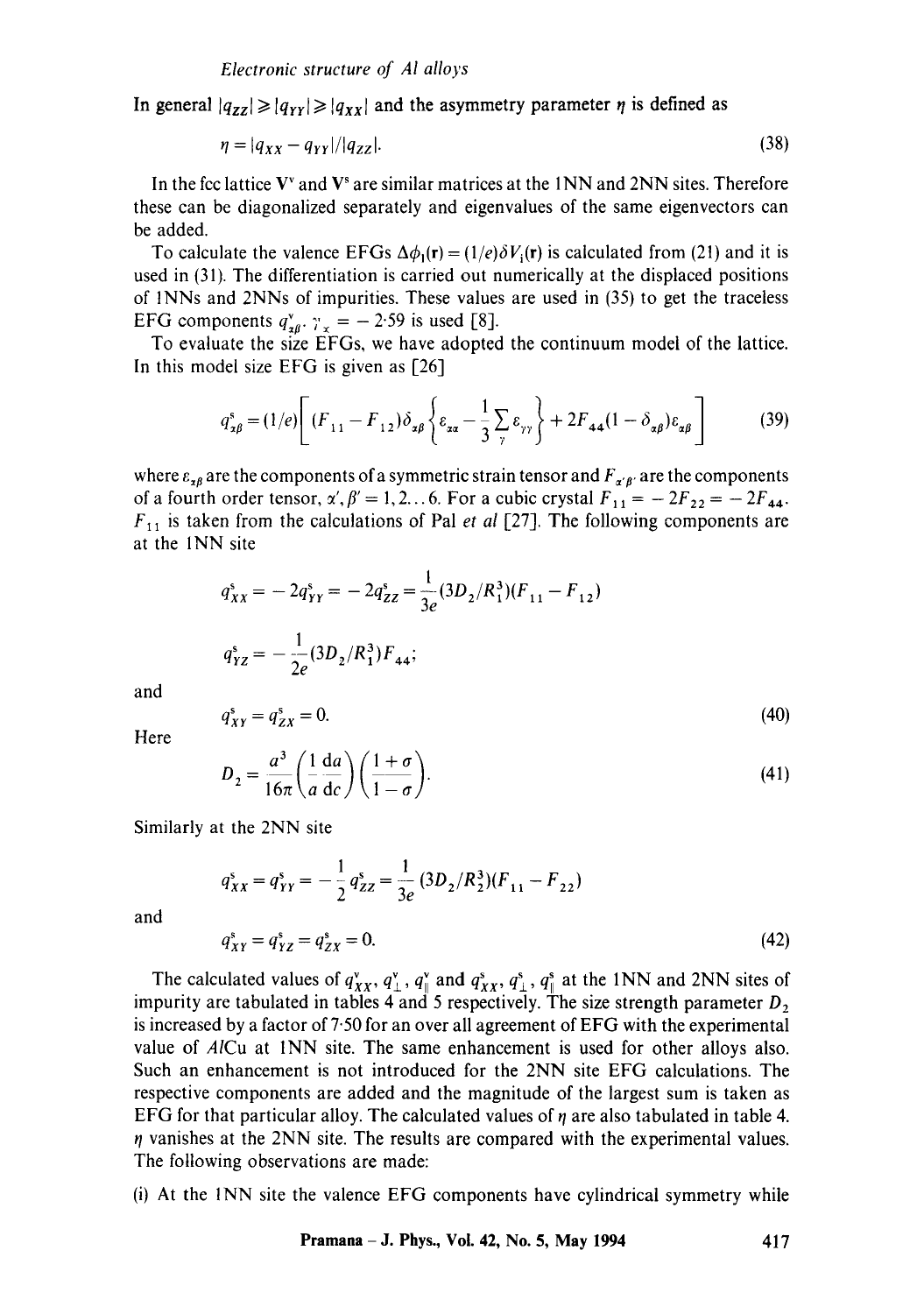In general $|q_{ZZ}| \geqslant |q_{YY}| \geqslant |q_{XX}|$ and the asymmetry parameter $\eta$ is defined as

$$\eta = |q_{XX} - q_{YY}|/|q_{ZZ}|. \tag{38}$$

In the fcc lattice $\mathbf{V}^v$ and $\mathbf{V}^s$ are similar matrices at the 1NN and 2NN sites. Therefore these can be diagonalized separately and eigenvalues of the same eigenvectors can be added.

To calculate the valence EFGs $\Delta\phi_1(\mathbf{r}) = (1/e)\delta V_i(\mathbf{r})$ is calculated from (21) and it is used in (31). The differentiation is carried out numerically at the displaced positions of 1NNs and 2NNs of impurities. These values are used in (35) to get the traceless EFG components $q^v_{\alpha\beta}$. $\gamma_\infty = -2{\cdot}59$ is used [8].

To evaluate the size EFGs, we have adopted the continuum model of the lattice. In this model size EFG is given as [26]

$$q^s_{\alpha\beta} = (1/e)\left[(F_{11} - F_{12})\delta_{\alpha\beta}\left\{\varepsilon_{\alpha\alpha} - \frac{1}{3}\sum_\gamma \varepsilon_{\gamma\gamma}\right\} + 2F_{44}(1 - \delta_{\alpha\beta})\varepsilon_{\alpha\beta}\right] \tag{39}$$

where $\varepsilon_{\alpha\beta}$ are the components of a symmetric strain tensor and $F_{\alpha'\beta'}$ are the components of a fourth order tensor, $\alpha', \beta' = 1, 2 \ldots 6$. For a cubic crystal $F_{11} = -2F_{22} = -2F_{44}$. $F_{11}$ is taken from the calculations of Pal *et al* [27]. The following components are at the 1NN site

$$q^s_{XX} = -2q^s_{YY} = -2q^s_{ZZ} = \frac{1}{3e}(3D_2/R_1^3)(F_{11} - F_{12})$$

$$q^s_{YZ} = -\frac{1}{2e}(3D_2/R_1^3)F_{44};$$

and

$$q^s_{XY} = q^s_{ZX} = 0. \tag{40}$$

Here

$$D_2 = \frac{a^3}{16\pi}\left(\frac{1}{a}\frac{\mathrm{d}a}{\mathrm{d}c}\right)\left(\frac{1+\sigma}{1-\sigma}\right). \tag{41}$$

Similarly at the 2NN site

$$q^s_{XX} = q^s_{YY} = -\frac{1}{2}q^s_{ZZ} = \frac{1}{3e}(3D_2/R_2^3)(F_{11} - F_{22})$$

and

$$q^s_{XY} = q^s_{YZ} = q^s_{ZX} = 0. \tag{42}$$

The calculated values of $q^v_{XX}$, $q^v_\perp$, $q^v_\parallel$ and $q^s_{XX}$, $q^s_\perp$, $q^s_\parallel$ at the 1NN and 2NN sites of impurity are tabulated in tables 4 and 5 respectively. The size strength parameter $D_2$ is increased by a factor of 7·50 for an over all agreement of EFG with the experimental value of *Al*Cu at 1NN site. The same enhancement is used for other alloys also. Such an enhancement is not introduced for the 2NN site EFG calculations. The respective components are added and the magnitude of the largest sum is taken as EFG for that particular alloy. The calculated values of $\eta$ are also tabulated in table 4. $\eta$ vanishes at the 2NN site. The results are compared with the experimental values. The following observations are made:

(i) At the 1NN site the valence EFG components have cylindrical symmetry while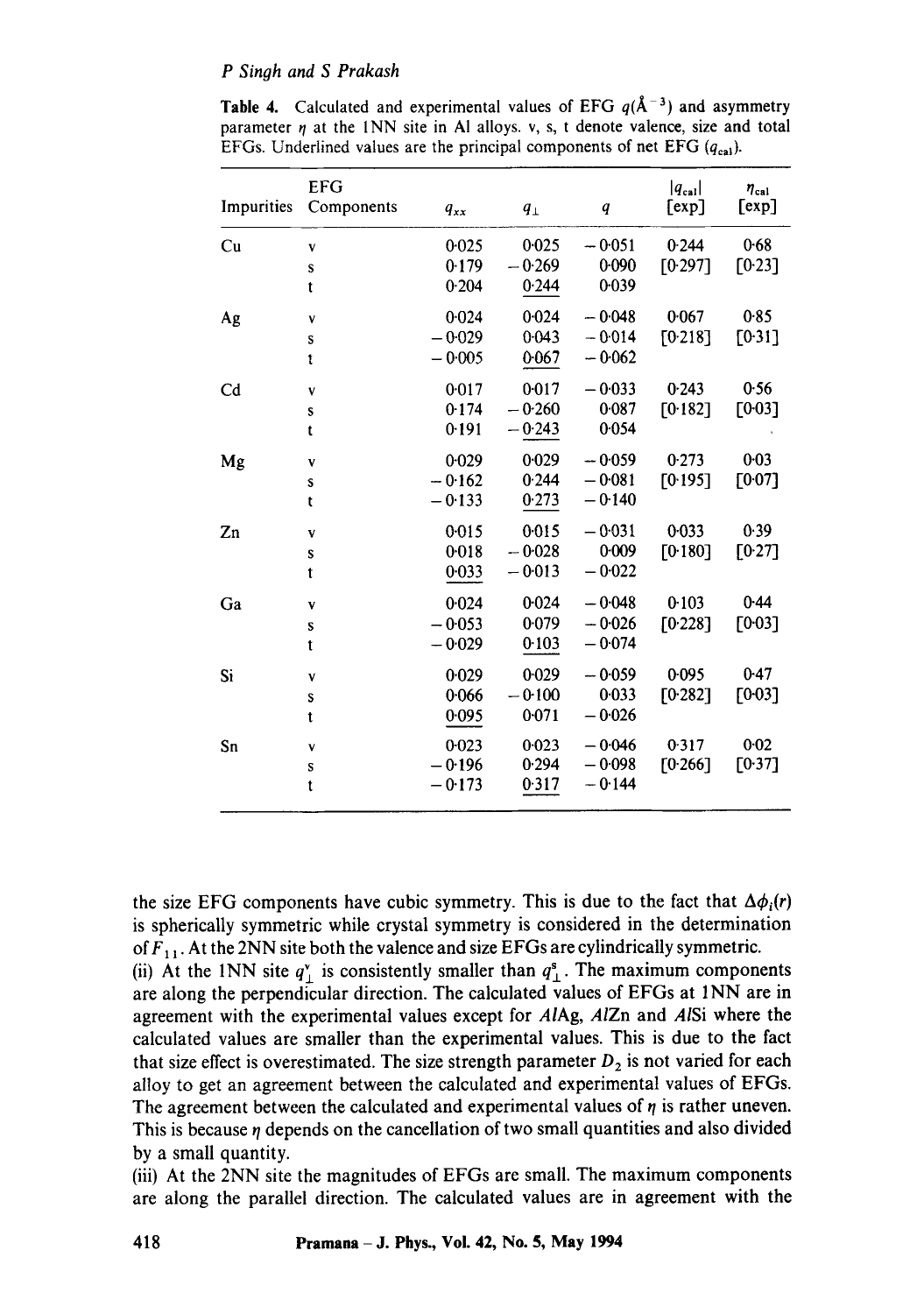**Table 4.** Calculated and experimental values of EFG $q(\text{Å}^{-3})$ and asymmetry parameter $\eta$ at the 1NN site in Al alloys. v, s, t denote valence, size and total EFGs. Underlined values are the principal components of net EFG ($q_{cal}$).

| Impurities | EFG Components | $q_{xx}$ | $q_{\perp}$ | $q$ | $\lvert q_{cal} \rvert$ [exp] | $\eta_{cal}$ [exp] |
|---|---|---|---|---|---|---|
| Cu | v | 0·025 | 0·025 | −0·051 | 0·244 | 0·68 |
| | s | 0·179 | −0·269 | 0·090 | [0·297] | [0·23] |
| | t | 0·204 | <u>0·244</u> | 0·039 | | |
| Ag | v | 0·024 | 0·024 | −0·048 | 0·067 | 0·85 |
| | s | −0·029 | 0·043 | −0·014 | [0·218] | [0·31] |
| | t | −0·005 | <u>0·067</u> | −0·062 | | |
| Cd | v | 0·017 | 0·017 | −0·033 | 0·243 | 0·56 |
| | s | 0·174 | −0·260 | 0·087 | [0·182] | [0·03] |
| | t | 0·191 | <u>−0·243</u> | 0·054 | | |
| Mg | v | 0·029 | 0·029 | −0·059 | 0·273 | 0·03 |
| | s | −0·162 | 0·244 | −0·081 | [0·195] | [0·07] |
| | t | −0·133 | <u>0·273</u> | −0·140 | | |
| Zn | v | 0·015 | 0·015 | −0·031 | 0·033 | 0·39 |
| | s | 0·018 | −0·028 | 0·009 | [0·180] | [0·27] |
| | t | <u>0·033</u> | −0·013 | −0·022 | | |
| Ga | v | 0·024 | 0·024 | −0·048 | 0·103 | 0·44 |
| | s | −0·053 | 0·079 | −0·026 | [0·228] | [0·03] |
| | t | −0·029 | <u>0·103</u> | −0·074 | | |
| Si | v | 0·029 | 0·029 | −0·059 | 0·095 | 0·47 |
| | s | 0·066 | −0·100 | 0·033 | [0·282] | [0·03] |
| | t | <u>0·095</u> | 0·071 | −0·026 | | |
| Sn | v | 0·023 | 0·023 | −0·046 | 0·317 | 0·02 |
| | s | −0·196 | 0·294 | −0·098 | [0·266] | [0·37] |
| | t | −0·173 | <u>0·317</u> | −0·144 | | |

the size EFG components have cubic symmetry. This is due to the fact that $\Delta\phi_i(r)$ is spherically symmetric while crystal symmetry is considered in the determination of $F_{11}$. At the 2NN site both the valence and size EFGs are cylindrically symmetric.

(ii) At the 1NN site $q_{\perp}^{v}$ is consistently smaller than $q_{\perp}^{s}$. The maximum components are along the perpendicular direction. The calculated values of EFGs at 1NN are in agreement with the experimental values except for *Al*Ag, *Al*Zn and *Al*Si where the calculated values are smaller than the experimental values. This is due to the fact that size effect is overestimated. The size strength parameter $D_2$ is not varied for each alloy to get an agreement between the calculated and experimental values of EFGs. The agreement between the calculated and experimental values of $\eta$ is rather uneven. This is because $\eta$ depends on the cancellation of two small quantities and also divided by a small quantity.

(iii) At the 2NN site the magnitudes of EFGs are small. The maximum components are along the parallel direction. The calculated values are in agreement with the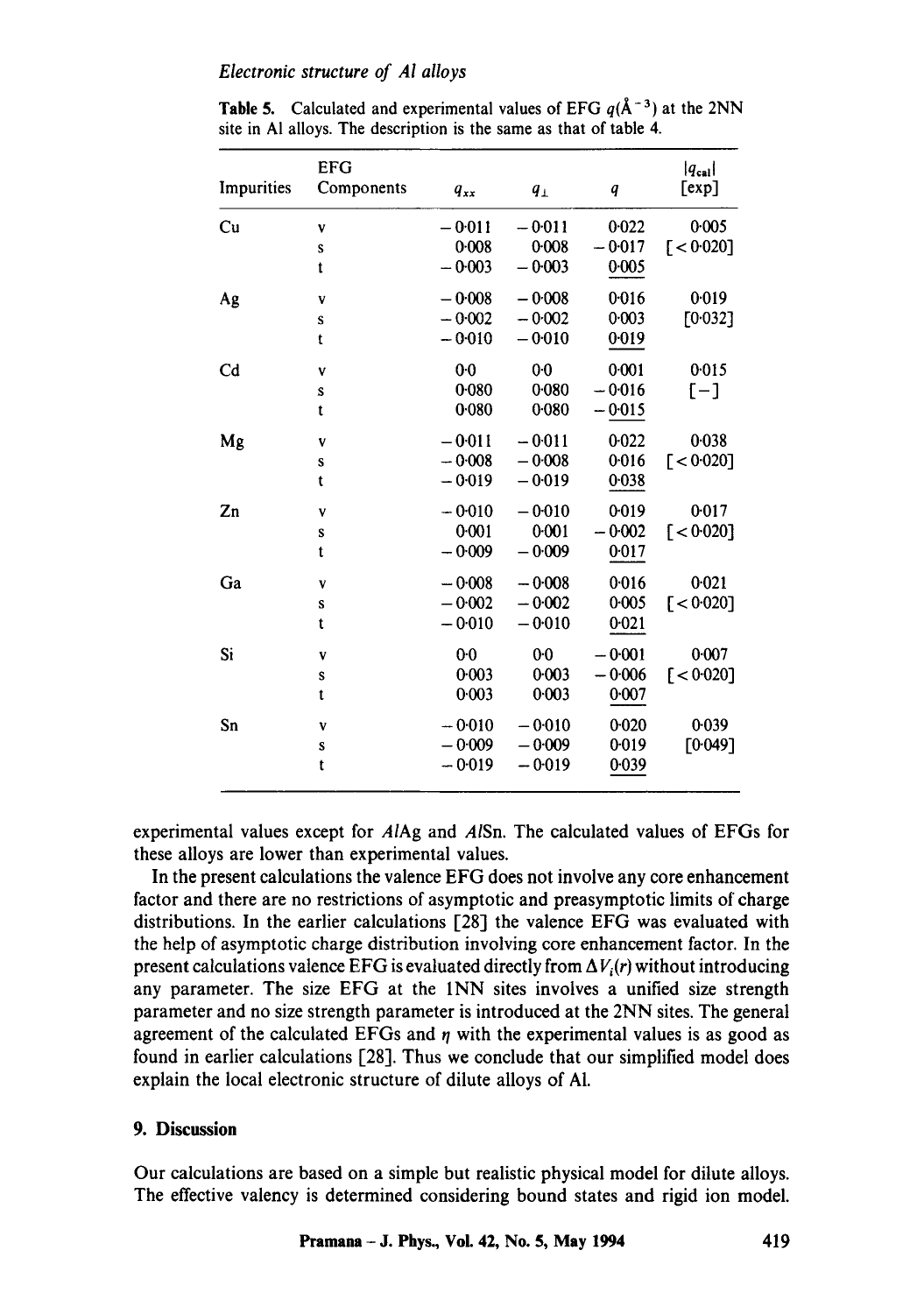**Table 5.** Calculated and experimental values of EFG $q(\text{Å}^{-3})$ at the 2NN site in Al alloys. The description is the same as that of table 4.

| Impurities | EFG Components | $q_{xx}$ | $q_{\perp}$ | $q$ | $\lvert q_{cal} \rvert$ [exp] |
|---|---|---|---|---|---|
| Cu | v | −0·011 | −0·011 | 0·022 | 0·005 |
| | s | 0·008 | 0·008 | −0·017 | [< 0·020] |
| | t | −0·003 | −0·003 | <u>0·005</u> | |
| Ag | v | −0·008 | −0·008 | 0·016 | 0·019 |
| | s | −0·002 | −0·002 | 0·003 | [0·032] |
| | t | −0·010 | −0·010 | <u>0·019</u> | |
| Cd | v | 0·0 | 0·0 | 0·001 | 0·015 |
| | s | 0·080 | 0·080 | −0·016 | [−] |
| | t | 0·080 | 0·080 | <u>−0·015</u> | |
| Mg | v | −0·011 | −0·011 | 0·022 | 0·038 |
| | s | −0·008 | −0·008 | 0·016 | [< 0·020] |
| | t | −0·019 | −0·019 | <u>0·038</u> | |
| Zn | v | −0·010 | −0·010 | 0·019 | 0·017 |
| | s | 0·001 | 0·001 | −0·002 | [< 0·020] |
| | t | −0·009 | −0·009 | <u>0·017</u> | |
| Ga | v | −0·008 | −0·008 | 0·016 | 0·021 |
| | s | −0·002 | −0·002 | 0·005 | [< 0·020] |
| | t | −0·010 | −0·010 | <u>0·021</u> | |
| Si | v | 0·0 | 0·0 | −0·001 | 0·007 |
| | s | 0·003 | 0·003 | −0·006 | [< 0·020] |
| | t | 0·003 | 0·003 | <u>0·007</u> | |
| Sn | v | −0·010 | −0·010 | 0·020 | 0·039 |
| | s | −0·009 | −0·009 | 0·019 | [0·049] |
| | t | −0·019 | −0·019 | <u>0·039</u> | |

experimental values except for *Al*Ag and *Al*Sn. The calculated values of EFGs for these alloys are lower than experimental values.

In the present calculations the valence EFG does not involve any core enhancement factor and there are no restrictions of asymptotic and preasymptotic limits of charge distributions. In the earlier calculations [28] the valence EFG was evaluated with the help of asymptotic charge distribution involving core enhancement factor. In the present calculations valence EFG is evaluated directly from $\Delta V_i(r)$ without introducing any parameter. The size EFG at the 1NN sites involves a unified size strength parameter and no size strength parameter is introduced at the 2NN sites. The general agreement of the calculated EFGs and $\eta$ with the experimental values is as good as found in earlier calculations [28]. Thus we conclude that our simplified model does explain the local electronic structure of dilute alloys of Al.

## 9. Discussion

Our calculations are based on a simple but realistic physical model for dilute alloys. The effective valency is determined considering bound states and rigid ion model.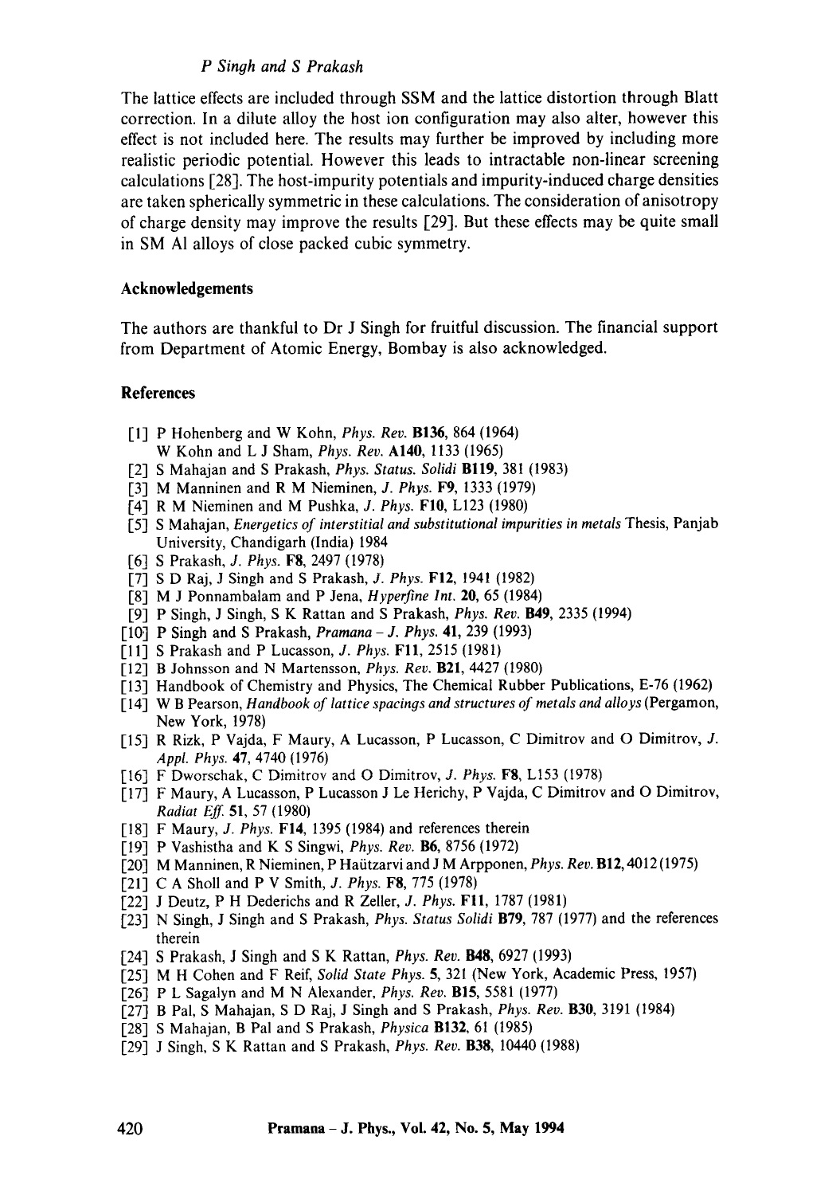The lattice effects are included through SSM and the lattice distortion through Blatt correction. In a dilute alloy the host ion configuration may also alter, however this effect is not included here. The results may further be improved by including more realistic periodic potential. However this leads to intractable non-linear screening calculations [28]. The host-impurity potentials and impurity-induced charge densities are taken spherically symmetric in these calculations. The consideration of anisotropy of charge density may improve the results [29]. But these effects may be quite small in SM Al alloys of close packed cubic symmetry.

## Acknowledgements

The authors are thankful to Dr J Singh for fruitful discussion. The financial support from Department of Atomic Energy, Bombay is also acknowledged.

## References

[1] P Hohenberg and W Kohn, *Phys. Rev.* **B136**, 864 (1964)
W Kohn and L J Sham, *Phys. Rev.* **A140**, 1133 (1965)

[2] S Mahajan and S Prakash, *Phys. Status. Solidi* **B119**, 381 (1983)

[3] M Manninen and R M Nieminen, *J. Phys.* **F9**, 1333 (1979)

[4] R M Nieminen and M Pushka, *J. Phys.* **F10**, L123 (1980)

[5] S Mahajan, *Energetics of interstitial and substitutional impurities in metals* Thesis, Panjab University, Chandigarh (India) 1984

[6] S Prakash, *J. Phys.* **F8**, 2497 (1978)

[7] S D Raj, J Singh and S Prakash, *J. Phys.* **F12**, 1941 (1982)

[8] M J Ponnambalam and P Jena, *Hyperfine Int.* **20**, 65 (1984)

[9] P Singh, J Singh, S K Rattan and S Prakash, *Phys. Rev.* **B49**, 2335 (1994)

[10] P Singh and S Prakash, *Pramana – J. Phys.* **41**, 239 (1993)

[11] S Prakash and P Lucasson, *J. Phys.* **F11**, 2515 (1981)

[12] B Johnsson and N Martensson, *Phys. Rev.* **B21**, 4427 (1980)

[13] Handbook of Chemistry and Physics, The Chemical Rubber Publications, E-76 (1962)

[14] W B Pearson, *Handbook of lattice spacings and structures of metals and alloys* (Pergamon, New York, 1978)

[15] R Rizk, P Vajda, F Maury, A Lucasson, P Lucasson, C Dimitrov and O Dimitrov, *J. Appl. Phys.* **47**, 4740 (1976)

[16] F Dworschak, C Dimitrov and O Dimitrov, *J. Phys.* **F8**, L153 (1978)

[17] F Maury, A Lucasson, P Lucasson J Le Herichy, P Vajda, C Dimitrov and O Dimitrov, *Radiat Eff.* **51**, 57 (1980)

[18] F Maury, *J. Phys.* **F14**, 1395 (1984) and references therein

[19] P Vashistha and K S Singwi, *Phys. Rev.* **B6**, 8756 (1972)

[20] M Manninen, R Nieminen, P Haützarvi and J M Arpponen, *Phys. Rev.* **B12**, 4012 (1975)

[21] C A Sholl and P V Smith, *J. Phys.* **F8**, 775 (1978)

[22] J Deutz, P H Dederichs and R Zeller, *J. Phys.* **F11**, 1787 (1981)

[23] N Singh, J Singh and S Prakash, *Phys. Status Solidi* **B79**, 787 (1977) and the references therein

[24] S Prakash, J Singh and S K Rattan, *Phys. Rev.* **B48**, 6927 (1993)

[25] M H Cohen and F Reif, *Solid State Phys.* **5**, 321 (New York, Academic Press, 1957)

[26] P L Sagalyn and M N Alexander, *Phys. Rev.* **B15**, 5581 (1977)

[27] B Pal, S Mahajan, S D Raj, J Singh and S Prakash, *Phys. Rev.* **B30**, 3191 (1984)

[28] S Mahajan, B Pal and S Prakash, *Physica* **B132**, 61 (1985)

[29] J Singh, S K Rattan and S Prakash, *Phys. Rev.* **B38**, 10440 (1988)